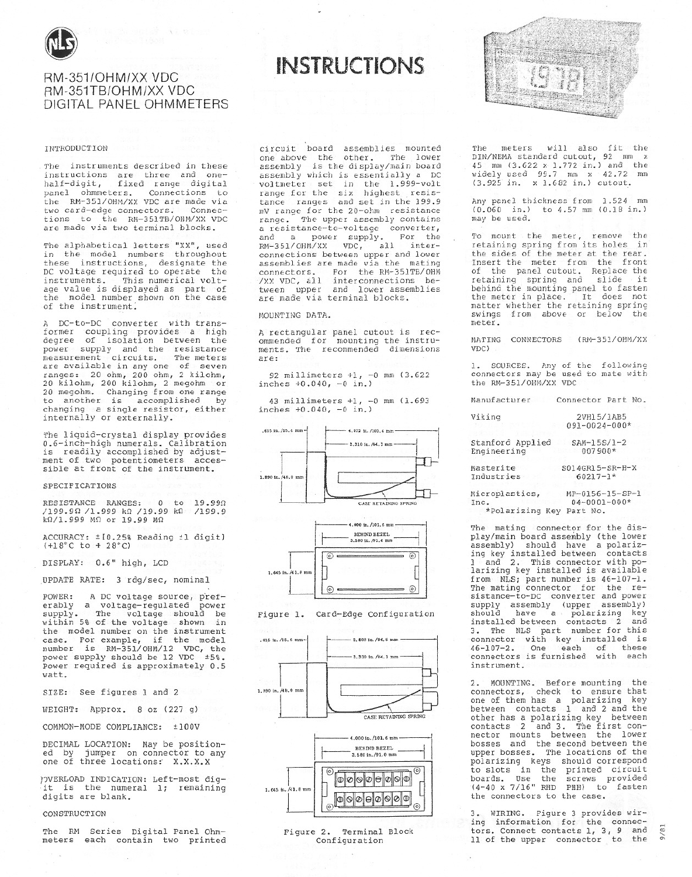# INSTRUCTIONS

## RM-351/OHM/XX VDC
## RM-351TB/OHM/XX VDC
## DIGITAL PANEL OHMMETERS

### INTRODUCTION

The instruments described in these instructions are three and one-half-digit, fixed range digital panel ohmmeters. Connections to the RM-351/OHM/XX VDC are made via two card-edge connectors. Connections to the RM-351TB/OHM/XX VDC are made via two terminal blocks.

The alphabetical letters "XX", used in the model numbers throughout these instructions, designate the DC voltage required to operate the instruments. This numerical voltage value is displayed as part of the model number shown on the case of the instrument.

A DC-to-DC converter with transformer coupling provides a high degree of isolation between the power supply and the resistance measurement circuits. The meters are available in any one of seven ranges: 20 ohm, 200 ohm, 2 kilohm, 20 kilohm, 200 kilohm, 2 megohm or 20 megohm. Changing from one range to another is accomplished by changing a single resistor, either internally or externally.

The liquid-crystal display provides 0.6-inch-high numerals. Calibration is readily accomplished by adjustment of two potentiometers accessible at front of the instrument.

### SPECIFICATIONS

RESISTANCE RANGES: 0 to 19.99Ω /199.9Ω /1.999 kΩ /19.99 kΩ /199.9 kΩ/1.999 MΩ or 19.99 MΩ

ACCURACY: ±[0.25% Reading ±1 digit] (+18°C to + 28°C)

DISPLAY: 0.6" high, LCD

UPDATE RATE: 3 rdg/sec, nominal

POWER: A DC voltage source, preferably a voltage-regulated power supply. The voltage should be within 5% of the voltage shown in the model number on the instrument case. For example, if the model number is RM-351/OHM/12 VDC, the power supply should be 12 VDC ±5%. Power required is approximately 0.5 watt.

SIZE: See figures 1 and 2

WEIGHT: Approx. 8 oz (227 g)

COMMON-MODE COMPLIANCE: ±100V

DECIMAL LOCATION: May be positioned by jumper on connector to any one of three locations: X.X.X.X

OVERLOAD INDICATION: Left-most digit is the numeral 1; remaining digits are blank.

### CONSTRUCTION

The RM Series Digital Panel Ohmmeters each contain two printed circuit board assemblies mounted one above the other. The lower assembly is the display/main board assembly which is essentially a DC voltmeter set in the 1.999-volt range for the six highest resistance ranges and set in the 199.9 mV range for the 20-ohm resistance range. The upper assembly contains a resistance-to-voltage converter, and a power supply. For the RM-351/OHM/XX VDC, all interconnections between upper and lower assemblies are made via the mating connectors. For the RM-351TB/OHM/XX VDC, all interconnections between upper and lower assemblies are made via terminal blocks.

### MOUNTING DATA.

A rectangular panel cutout is recommended for mounting the instruments. The recommended dimensions are:

92 millimeters +1, -0 mm (3.622 inches +0.040, -0 in.)

43 millimeters +1, -0 mm (1.693 inches +0.040, -0 in.)

Figure 1. Card-Edge Configuration

Figure 2. Terminal Block Configuration

The meters will also fit the DIN/NEMA standard cutout, 92 mm x 45 mm (3.622 x 1.772 in.) and the widely used 99.7 mm x 42.72 mm (3.925 in. x 1.682 in.) cutout.

Any panel thickness from 1.524 mm (0.060 in.) to 4.57 mm (0.18 in.) may be used.

To mount the meter, remove the retaining spring from its holes in the sides of the meter at the rear. Insert the meter from the front of the panel cutout. Replace the retaining spring and slide it behind the mounting panel to fasten the meter in place. It does not matter whether the retaining spring swings from above or below the meter.

### MATING CONNECTORS (RM-351/OHM/XX VDC)

1. SOURCES. Any of the following connectors may be used to mate with the RM-351/OHM/XX VDC

| Manufacturer | Connector Part No. |
|---|---|
| Viking | 2VH15/1AB5<br>091-0024-000* |
| Stanford Applied Engineering | SAM-15S/1-2<br>007900* |
| Masterite Industries | S014GR15-SR-H-X<br>60217-1* |
| Microplastics, Inc. | MP-0156-15-SP-1<br>04-0001-000* |

*Polarizing Key Part No.

The mating connector for the display/main board assembly (the lower assembly) should have a polarizing key installed between contacts 1 and 2. This connector with polarizing key installed is available from NLS; part number is 46-107-1. The mating connector for the resistance-to-DC converter and power supply assembly (upper assembly) should have a polarizing key installed between contacts 2 and 3. The NLS part number for this connector with key installed is 46-107-2. One each of these connectors is furnished with each instrument.

2. MOUNTING. Before mounting the connectors, check to ensure that one of them has a polarizing key between contacts 1 and 2 and the other has a polarizing key between contacts 2 and 3. The first connector mounts between the lower bosses and the second between the upper bosses. The locations of the polarizing keys should correspond to slots in the printed circuit boards. Use the screws provided (4-40 x 7/16" RHD PHH) to fasten the connectors to the case.

3. WIRING. Figure 3 provides wiring information for the connectors. Connect contacts 1, 3, 9 and 11 of the upper connector to the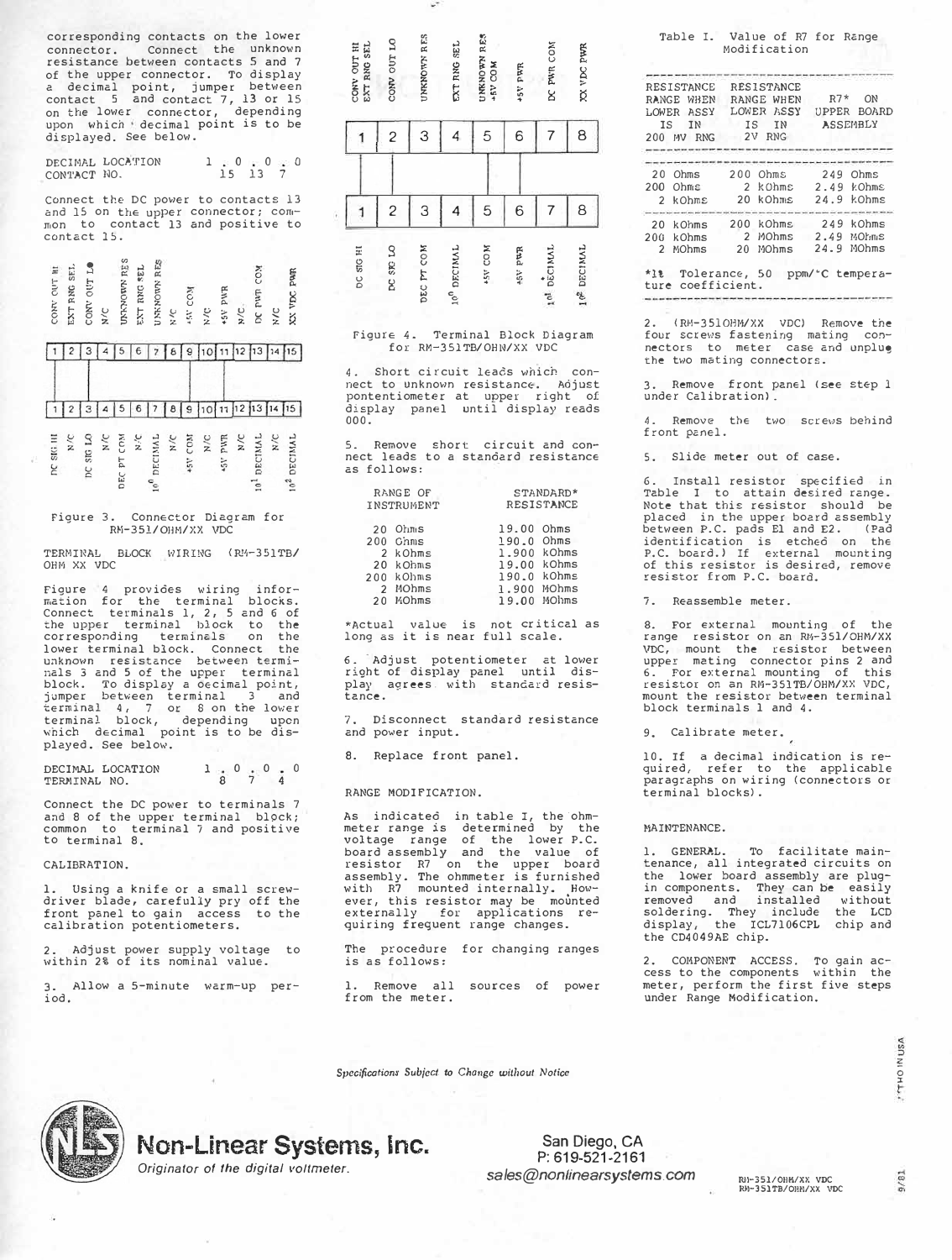corresponding contacts on the lower connector. Connect the unknown resistance between contacts 5 and 7 of the upper connector. To display a decimal point, jumper between contact 5 and contact 7, 13 or 15 on the lower connector, depending upon which decimal point is to be displayed. See below.

```
DECIMAL LOCATION     1 . 0 . 0 . 0
CONTACT NO.            15  13  7
```

Connect the DC power to contacts 13 and 15 on the upper connector; common to contact 13 and positive to contact 15.

CONV OUT HI
EXT RNG SEL
CONV OUT LO
N/C
UNKNOWN RES
EXT RNG SEL
UNKNOWN RES
N/C
+5V COM
N/C
+5V PWR
N/C
DC PWR COM
N/C
XX VDC PWR

1 2 3 4 5 6 7 8 9 10 11 12 13 14 15

1 2 3 4 5 6 7 8 9 10 11 12 13 14 15

DC SIG HI
N/C
DC SIG LO
N/C
DEC PT COM
N/C
$10^0$ DECIMAL
N/C
+5V COM
N/C
+5V PWR
N/C
$10^1$ DECIMAL
N/C
$10^2$ DECIMAL

Figure 3. Connector Diagram for RM-351/OHM/XX VDC

TERMINAL BLOCK WIRING (RM-351TB/OHM XX VDC

Figure 4 provides wiring information for the terminal blocks. Connect terminals 1, 2, 5 and 6 of the upper terminal block to the corresponding terminals on the lower terminal block. Connect the unknown resistance between terminals 3 and 5 of the upper terminal block. To display a decimal point, jumper between terminal 3 and terminal 4, 7 or 8 on the lower terminal block, depending upon which decimal point is to be displayed. See below.

```
DECIMAL LOCATION     1 . 0 . 0 . 0
TERMINAL NO.            8   7   4
```

Connect the DC power to terminals 7 and 8 of the upper terminal block; common to terminal 7 and positive to terminal 8.

CALIBRATION.

1. Using a knife or a small screwdriver blade, carefully pry off the front panel to gain access to the calibration potentiometers.

2. Adjust power supply voltage to within 2% of its nominal value.

3. Allow a 5-minute warm-up period.

CONV OUT HI EXT RNG SEL
CONV OUT LO
UNKNOWN RES
EXT RNG SEL
UNKNOWN RES +5V COM
+5V PWR
DC PWR COM
XX VDC PWR

1 2 3 4 5 6 7 8

1 2 3 4 5 6 7 8

DC SIG HI
DC SIG LO
DEC PT COM
$10^0$ DECIMAL
+5V COM
+5V PWR
$10^1$ DECIMAL
$10^2$ DECIMAL

Figure 4. Terminal Block Diagram for RM-351TB/OHM/XX VDC

4. Short circuit leads which connect to unknown resistance. Adjust pontentiometer at upper right of display panel until display reads 000.

5. Remove short circuit and connect leads to a standard resistance as follows:

| RANGE OF INSTRUMENT | STANDARD* RESISTANCE |
|---|---|
| 20 Ohms | 19.00 Ohms |
| 200 Ohms | 190.0 Ohms |
| 2 kOhms | 1.900 kOhms |
| 20 kOhms | 19.00 kOhms |
| 200 kOhms | 190.0 kOhms |
| 2 MOhms | 1.900 MOhms |
| 20 MOhms | 19.00 MOhms |

*Actual value is not critical as long as it is near full scale.

6. Adjust potentiometer at lower right of display panel until display agrees with standard resistance.

7. Disconnect standard resistance and power input.

8. Replace front panel.

RANGE MODIFICATION.

As indicated in table I, the ohmmeter range is determined by the voltage range of the lower P.C. board assembly and the value of resistor R7 on the upper board assembly. The ohmmeter is furnished with R7 mounted internally. However, this resistor may be mounted externally for applications requiring frequent range changes.

The procedure for changing ranges is as follows:

1. Remove all sources of power from the meter.

Table I. Value of R7 for Range Modification

| RESISTANCE RANGE WHEN LOWER ASSY IS IN 200 MV RNG | RESISTANCE RANGE WHEN LOWER ASSY IS IN 2V RNG | R7* ON UPPER BOARD ASSEMBLY |
|---|---|---|
| 20 Ohms | 200 Ohms | 249 Ohms |
| 200 Ohms | 2 kOhms | 2.49 kOhms |
| 2 kOhms | 20 kOhms | 24.9 kOhms |
| 20 kOhms | 200 kOhms | 249 kOhms |
| 200 kOhms | 2 MOhms | 2.49 MOhms |
| 2 MOhms | 20 MOhms | 24.9 MOhms |

*1% Tolerance, 50 ppm/°C temperature coefficient.

2. (RM-351OHM/XX VDC) Remove the four screws fastening mating connectors to meter case and unplug the two mating connectors.

3. Remove front panel (see step 1 under Calibration).

4. Remove the two screws behind front panel.

5. Slide meter out of case.

6. Install resistor specified in Table I to attain desired range. Note that this resistor should be placed in the upper board assembly between P.C. pads E1 and E2. (Pad identification is etched on the P.C. board.) If external mounting of this resistor is desired, remove resistor from P.C. board.

7. Reassemble meter.

8. For external mounting of the range resistor on an RM-351/OHM/XX VDC, mount the resistor between upper mating connector pins 2 and 6. For external mounting of this resistor on an RM-351TB/OHM/XX VDC, mount the resistor between terminal block terminals 1 and 4.

9. Calibrate meter.

10. If a decimal indication is required, refer to the applicable paragraphs on wiring (connectors or terminal blocks).

MAINTENANCE.

1. GENERAL. To facilitate maintenance, all integrated circuits on the lower board assembly are plug-in components. They can be easily removed and installed without soldering. They include the LCD display, the ICL7106CPL chip and the CD4049AE chip.

2. COMPONENT ACCESS. To gain access to the components within the meter, perform the first five steps under Range Modification.

*Specifications Subject to Change without Notice*

**Non-Linear Systems, Inc.**
*Originator of the digital voltmeter.*

San Diego, CA
P: 619-521-2161
*sales@nonlinearsystems.com*

RM-351/OHM/XX VDC
RM-351TB/OHM/XX VDC

9/81